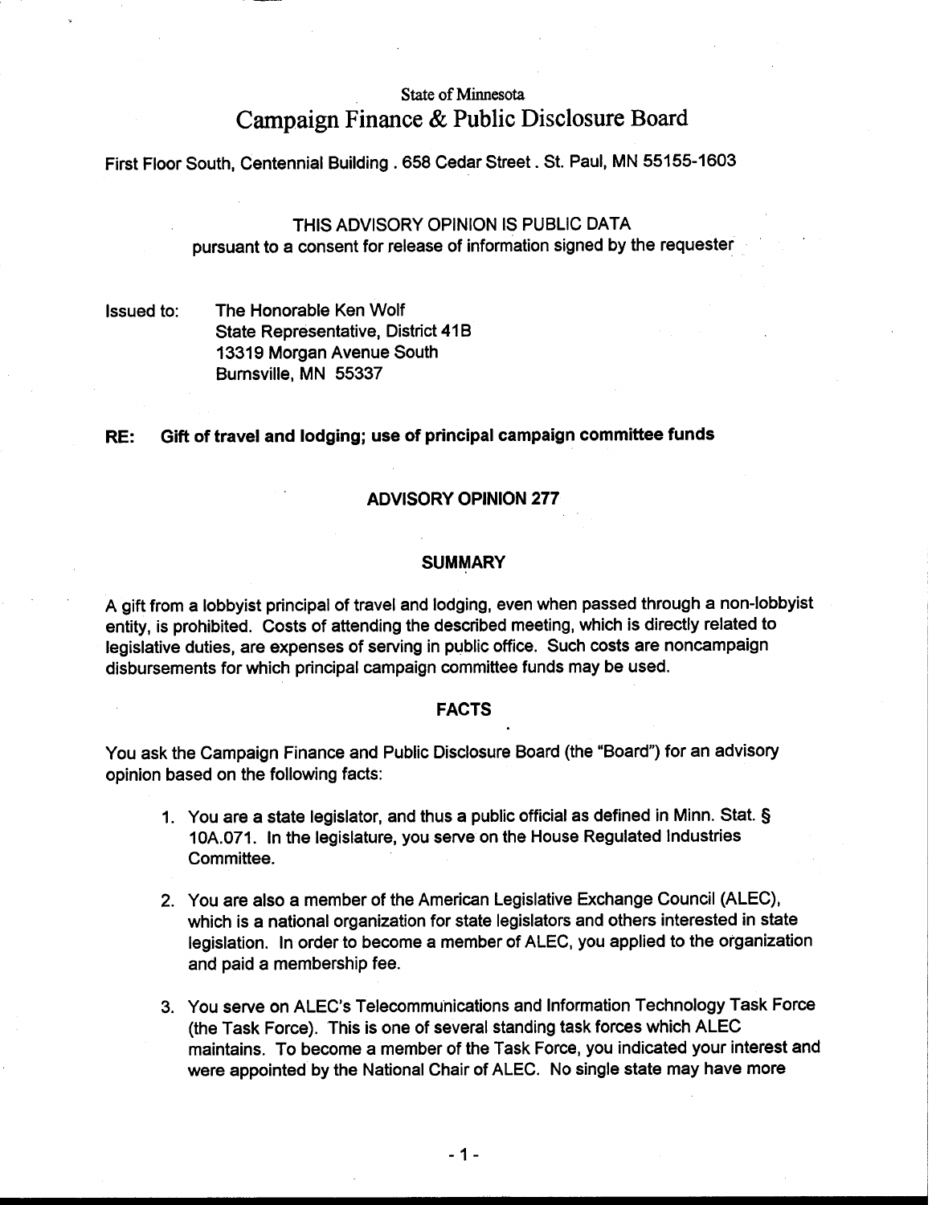State of Minnesota

# Campaign Finance & Public Disclosure Board

First Floor South, Centennial Building . 658 Cedar Street . St. Paul, MN 55155-1603

THIS ADVISORY OPINION IS PUBLIC DATA
pursuant to a consent for release of information signed by the requester

Issued to: The Honorable Ken Wolf
State Representative, District 41B
13319 Morgan Avenue South
Burnsville, MN 55337

**RE: Gift of travel and lodging; use of principal campaign committee funds**

## ADVISORY OPINION 277

### SUMMARY

A gift from a lobbyist principal of travel and lodging, even when passed through a non-lobbyist entity, is prohibited. Costs of attending the described meeting, which is directly related to legislative duties, are expenses of serving in public office. Such costs are noncampaign disbursements for which principal campaign committee funds may be used.

### FACTS

You ask the Campaign Finance and Public Disclosure Board (the "Board") for an advisory opinion based on the following facts:

1. You are a state legislator, and thus a public official as defined in Minn. Stat. § 10A.071. In the legislature, you serve on the House Regulated Industries Committee.

2. You are also a member of the American Legislative Exchange Council (ALEC), which is a national organization for state legislators and others interested in state legislation. In order to become a member of ALEC, you applied to the organization and paid a membership fee.

3. You serve on ALEC's Telecommunications and Information Technology Task Force (the Task Force). This is one of several standing task forces which ALEC maintains. To become a member of the Task Force, you indicated your interest and were appointed by the National Chair of ALEC. No single state may have more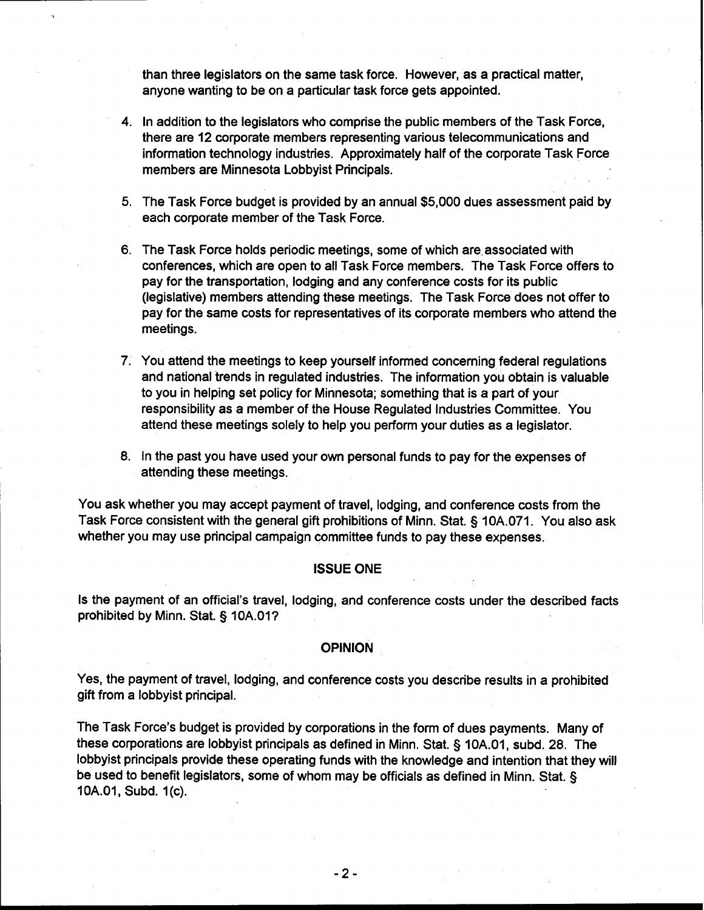than three legislators on the same task force. However, as a practical matter, anyone wanting to be on a particular task force gets appointed.

4. In addition to the legislators who comprise the public members of the Task Force, there are 12 corporate members representing various telecommunications and information technology industries. Approximately half of the corporate Task Force members are Minnesota Lobbyist Principals.

5. The Task Force budget is provided by an annual $5,000 dues assessment paid by each corporate member of the Task Force.

6. The Task Force holds periodic meetings, some of which are associated with conferences, which are open to all Task Force members. The Task Force offers to pay for the transportation, lodging and any conference costs for its public (legislative) members attending these meetings. The Task Force does not offer to pay for the same costs for representatives of its corporate members who attend the meetings.

7. You attend the meetings to keep yourself informed concerning federal regulations and national trends in regulated industries. The information you obtain is valuable to you in helping set policy for Minnesota; something that is a part of your responsibility as a member of the House Regulated Industries Committee. You attend these meetings solely to help you perform your duties as a legislator.

8. In the past you have used your own personal funds to pay for the expenses of attending these meetings.

You ask whether you may accept payment of travel, lodging, and conference costs from the Task Force consistent with the general gift prohibitions of Minn. Stat. § 10A.071. You also ask whether you may use principal campaign committee funds to pay these expenses.

## ISSUE ONE

Is the payment of an official's travel, lodging, and conference costs under the described facts prohibited by Minn. Stat. § 10A.01?

## OPINION

Yes, the payment of travel, lodging, and conference costs you describe results in a prohibited gift from a lobbyist principal.

The Task Force's budget is provided by corporations in the form of dues payments. Many of these corporations are lobbyist principals as defined in Minn. Stat. § 10A.01, subd. 28. The lobbyist principals provide these operating funds with the knowledge and intention that they will be used to benefit legislators, some of whom may be officials as defined in Minn. Stat. § 10A.01, Subd. 1(c).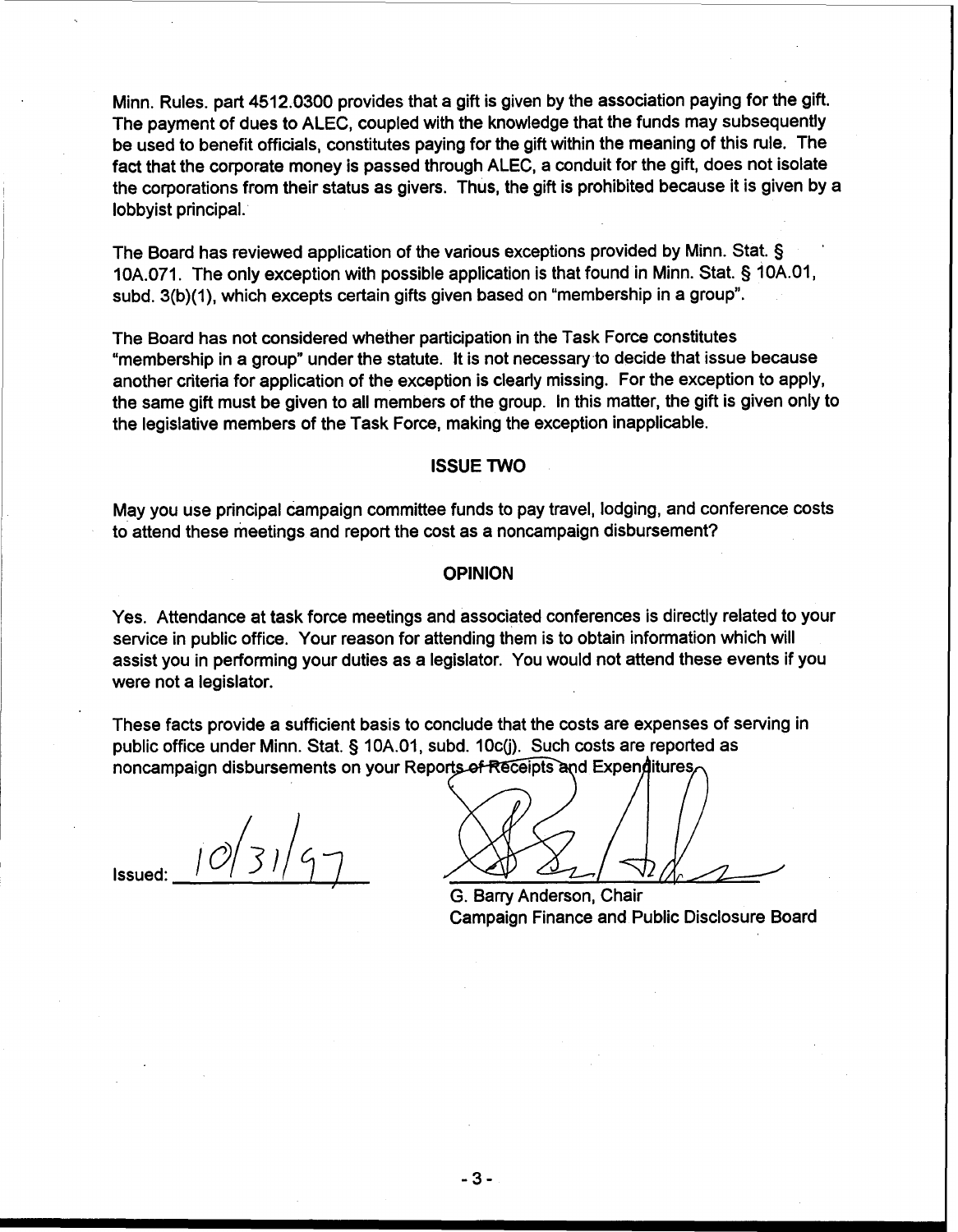Minn. Rules. part 4512.0300 provides that a gift is given by the association paying for the gift. The payment of dues to ALEC, coupled with the knowledge that the funds may subsequently be used to benefit officials, constitutes paying for the gift within the meaning of this rule. The fact that the corporate money is passed through ALEC, a conduit for the gift, does not isolate the corporations from their status as givers. Thus, the gift is prohibited because it is given by a lobbyist principal.

The Board has reviewed application of the various exceptions provided by Minn. Stat. § 10A.071. The only exception with possible application is that found in Minn. Stat. § 10A.01, subd. 3(b)(1), which excepts certain gifts given based on "membership in a group".

The Board has not considered whether participation in the Task Force constitutes "membership in a group" under the statute. It is not necessary to decide that issue because another criteria for application of the exception is clearly missing. For the exception to apply, the same gift must be given to all members of the group. In this matter, the gift is given only to the legislative members of the Task Force, making the exception inapplicable.

## ISSUE TWO

May you use principal campaign committee funds to pay travel, lodging, and conference costs to attend these meetings and report the cost as a noncampaign disbursement?

## OPINION

Yes. Attendance at task force meetings and associated conferences is directly related to your service in public office. Your reason for attending them is to obtain information which will assist you in performing your duties as a legislator. You would not attend these events if you were not a legislator.

These facts provide a sufficient basis to conclude that the costs are expenses of serving in public office under Minn. Stat. § 10A.01, subd. 10c(j). Such costs are reported as noncampaign disbursements on your Reports of Receipts and Expenditures.

Issued: 10/31/97

G. Barry Anderson, Chair
Campaign Finance and Public Disclosure Board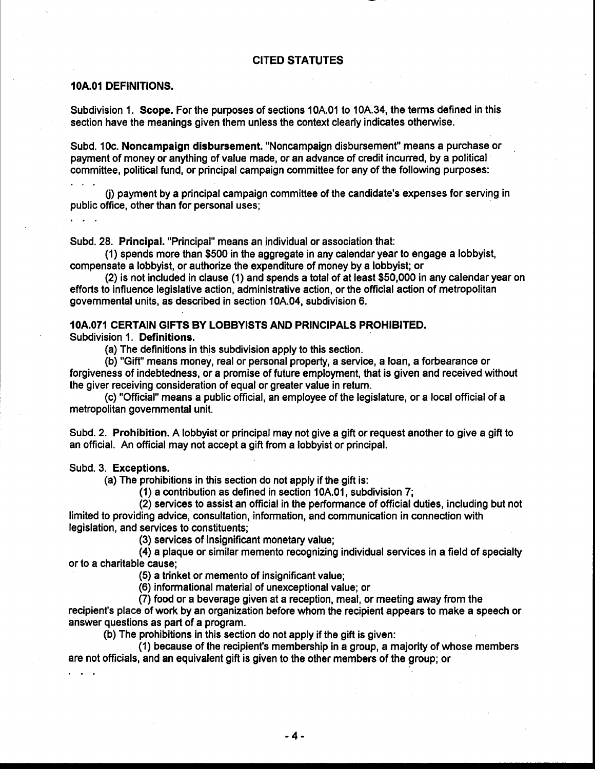## CITED STATUTES

**10A.01 DEFINITIONS.**

Subdivision 1. **Scope.** For the purposes of sections 10A.01 to 10A.34, the terms defined in this section have the meanings given them unless the context clearly indicates otherwise.

Subd. 10c. **Noncampaign disbursement.** "Noncampaign disbursement" means a purchase or payment of money or anything of value made, or an advance of credit incurred, by a political committee, political fund, or principal campaign committee for any of the following purposes:

. . .

(j) payment by a principal campaign committee of the candidate's expenses for serving in public office, other than for personal uses;

. . .

Subd. 28. **Principal.** "Principal" means an individual or association that:

(1) spends more than $500 in the aggregate in any calendar year to engage a lobbyist, compensate a lobbyist, or authorize the expenditure of money by a lobbyist; or

(2) is not included in clause (1) and spends a total of at least $50,000 in any calendar year on efforts to influence legislative action, administrative action, or the official action of metropolitan governmental units, as described in section 10A.04, subdivision 6.

**10A.071 CERTAIN GIFTS BY LOBBYISTS AND PRINCIPALS PROHIBITED.**

Subdivision 1. **Definitions.**

(a) The definitions in this subdivision apply to this section.

(b) "Gift" means money, real or personal property, a service, a loan, a forbearance or forgiveness of indebtedness, or a promise of future employment, that is given and received without the giver receiving consideration of equal or greater value in return.

(c) "Official" means a public official, an employee of the legislature, or a local official of a metropolitan governmental unit.

Subd. 2. **Prohibition.** A lobbyist or principal may not give a gift or request another to give a gift to an official. An official may not accept a gift from a lobbyist or principal.

Subd. 3. **Exceptions.**

(a) The prohibitions in this section do not apply if the gift is:

(1) a contribution as defined in section 10A.01, subdivision 7;

(2) services to assist an official in the performance of official duties, including but not limited to providing advice, consultation, information, and communication in connection with legislation, and services to constituents;

(3) services of insignificant monetary value;

(4) a plaque or similar memento recognizing individual services in a field of specialty or to a charitable cause;

(5) a trinket or memento of insignificant value;

(6) informational material of unexceptional value; or

(7) food or a beverage given at a reception, meal, or meeting away from the recipient's place of work by an organization before whom the recipient appears to make a speech or answer questions as part of a program.

(b) The prohibitions in this section do not apply if the gift is given:

(1) because of the recipient's membership in a group, a majority of whose members are not officials, and an equivalent gift is given to the other members of the group; or

. . .